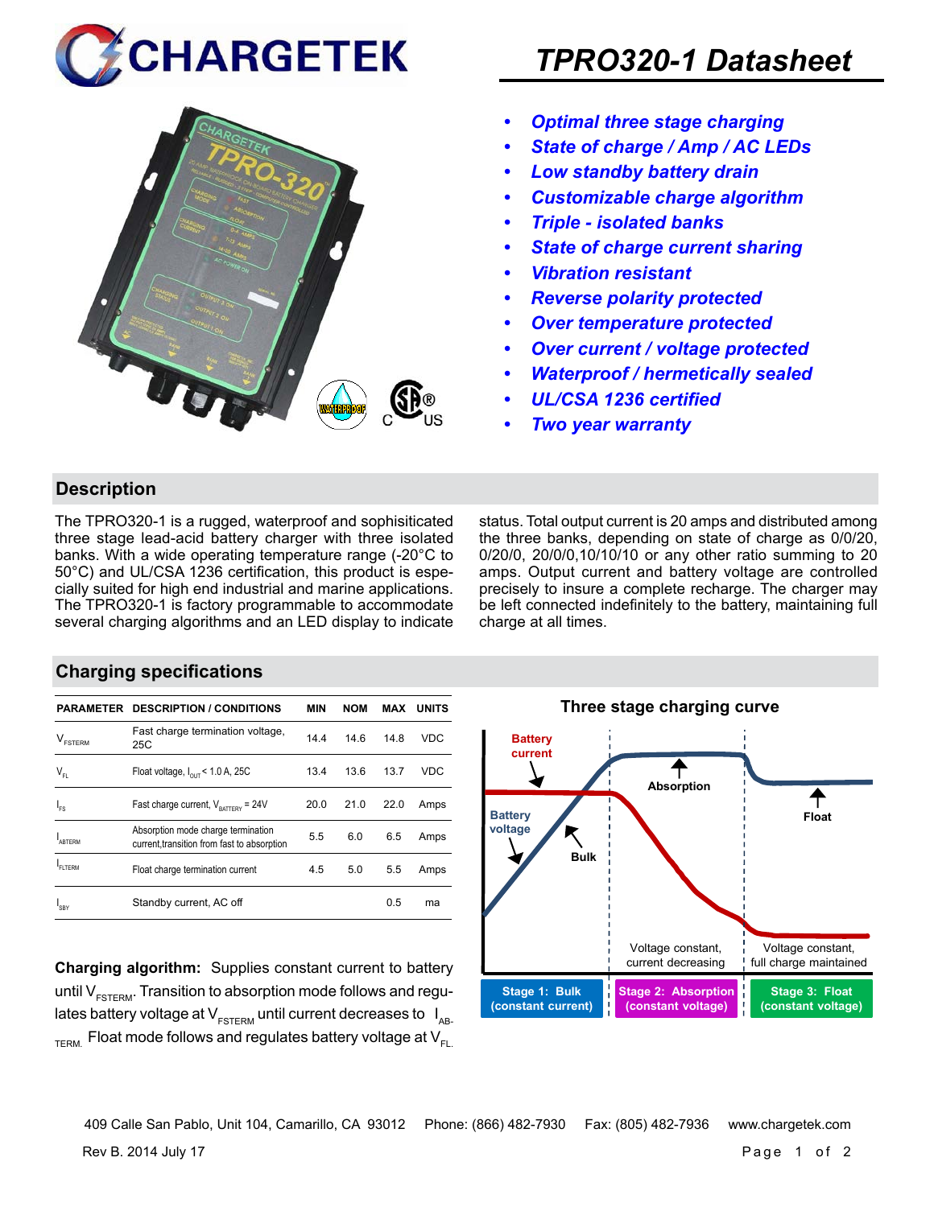# TPRO320-1 Datasheet

- *Optimal three stage charging*
- *State of charge / Amp / AC LEDs*
- *Low standby battery drain*
- *Customizable charge algorithm*
- *Triple - isolated banks*
- *State of charge current sharing*
- *Vibration resistant*
- *Reverse polarity protected*
- *Over temperature protected*
- *Over current / voltage protected*
- *Waterproof / hermetically sealed*
- *UL/CSA 1236 certified*
- *Two year warranty*

## Description

The TPRO320-1 is a rugged, waterproof and sophisiticated three stage lead-acid battery charger with three isolated banks. With a wide operating temperature range (-20°C to 50°C) and UL/CSA 1236 certification, this product is especially suited for high end industrial and marine applications. The TPRO320-1 is factory programmable to accommodate several charging algorithms and an LED display to indicate status. Total output current is 20 amps and distributed among the three banks, depending on state of charge as 0/0/20, 0/20/0, 20/0/0,10/10/10 or any other ratio summing to 20 amps. Output current and battery voltage are controlled precisely to insure a complete recharge. The charger may be left connected indefinitely to the battery, maintaining full charge at all times.

## Charging specifications

| PARAMETER | DESCRIPTION / CONDITIONS | MIN | NOM | MAX | UNITS |
|---|---|---|---|---|---|
| $V_{FSTERM}$ | Fast charge termination voltage, 25C | 14.4 | 14.6 | 14.8 | VDC |
| $V_{FL}$ | Float voltage, $I_{OUT}$ < 1.0 A, 25C | 13.4 | 13.6 | 13.7 | VDC |
| $I_{FS}$ | Fast charge current, $V_{BATTERY}$ = 24V | 20.0 | 21.0 | 22.0 | Amps |
| $I_{ABTERM}$ | Absorption mode charge termination current,transition from fast to absorption | 5.5 | 6.0 | 6.5 | Amps |
| $I_{FLTERM}$ | Float charge termination current | 4.5 | 5.0 | 5.5 | Amps |
| $I_{SBY}$ | Standby current, AC off | | | 0.5 | ma |

**Charging algorithm:** Supplies constant current to battery until $V_{FSTERM}$. Transition to absorption mode follows and regulates battery voltage at $V_{FSTERM}$ until current decreases to $I_{AB-TERM}$. Float mode follows and regulates battery voltage at $V_{FL}$.

**Three stage charging curve**

Battery current · Battery voltage · Bulk · Absorption · Float

Voltage constant, current decreasing · Voltage constant, full charge maintained

Stage 1: Bulk (constant current) | Stage 2: Absorption (constant voltage) | Stage 3: Float (constant voltage)

409 Calle San Pablo, Unit 104, Camarillo, CA 93012 Phone: (866) 482-7930 Fax: (805) 482-7936 www.chargetek.com

Rev B. 2014 July 17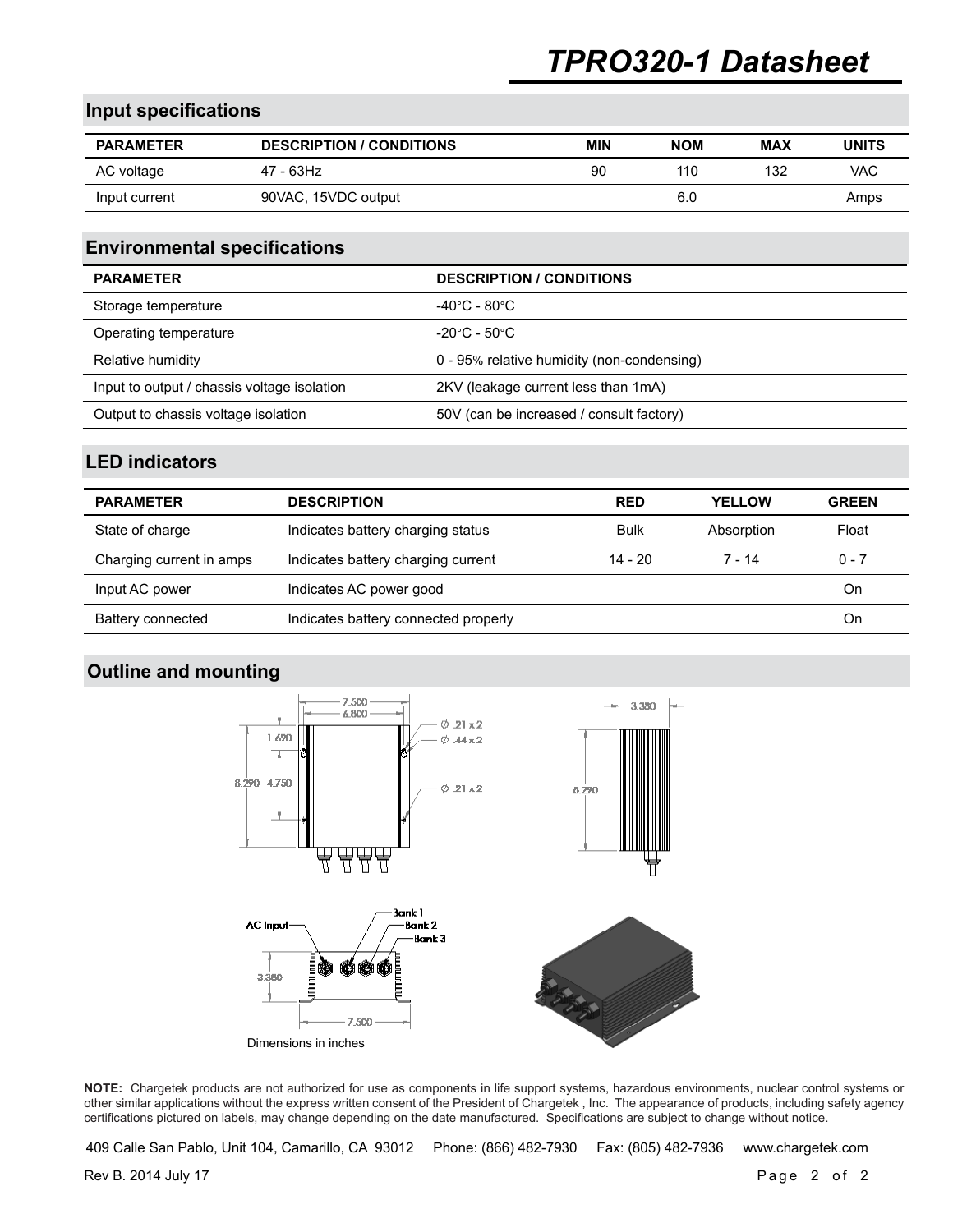# TPRO320-1 Datasheet

## Input specifications

| PARAMETER | DESCRIPTION / CONDITIONS | MIN | NOM | MAX | UNITS |
|---|---|---|---|---|---|
| AC voltage | 47 - 63Hz | 90 | 110 | 132 | VAC |
| Input current | 90VAC, 15VDC output | | 6.0 | | Amps |

## Environmental specifications

| PARAMETER | DESCRIPTION / CONDITIONS |
|---|---|
| Storage temperature | -40°C - 80°C |
| Operating temperature | -20°C - 50°C |
| Relative humidity | 0 - 95% relative humidity (non-condensing) |
| Input to output / chassis voltage isolation | 2KV (leakage current less than 1mA) |
| Output to chassis voltage isolation | 50V (can be increased / consult factory) |

## LED indicators

| PARAMETER | DESCRIPTION | RED | YELLOW | GREEN |
|---|---|---|---|---|
| State of charge | Indicates battery charging status | Bulk | Absorption | Float |
| Charging current in amps | Indicates battery charging current | 14 - 20 | 7 - 14 | 0 - 7 |
| Input AC power | Indicates AC power good | | | On |
| Battery connected | Indicates battery connected properly | | | On |

## Outline and mounting

7.500
6.800
1.690
8.290
4.750
⌀ .21 x 2
⌀ .44 x 2
⌀ .21 x 2
3.380
8.290
AC Input
Bank 1
Bank 2
Bank 3
3.380
7.500

Dimensions in inches

**NOTE:** Chargetek products are not authorized for use as components in life support systems, hazardous environments, nuclear control systems or other similar applications without the express written consent of the President of Chargetek , Inc. The appearance of products, including safety agency certifications pictured on labels, may change depending on the date manufactured. Specifications are subject to change without notice.

409 Calle San Pablo, Unit 104, Camarillo, CA 93012  Phone: (866) 482-7930  Fax: (805) 482-7936  www.chargetek.com

Rev B. 2014 July 17